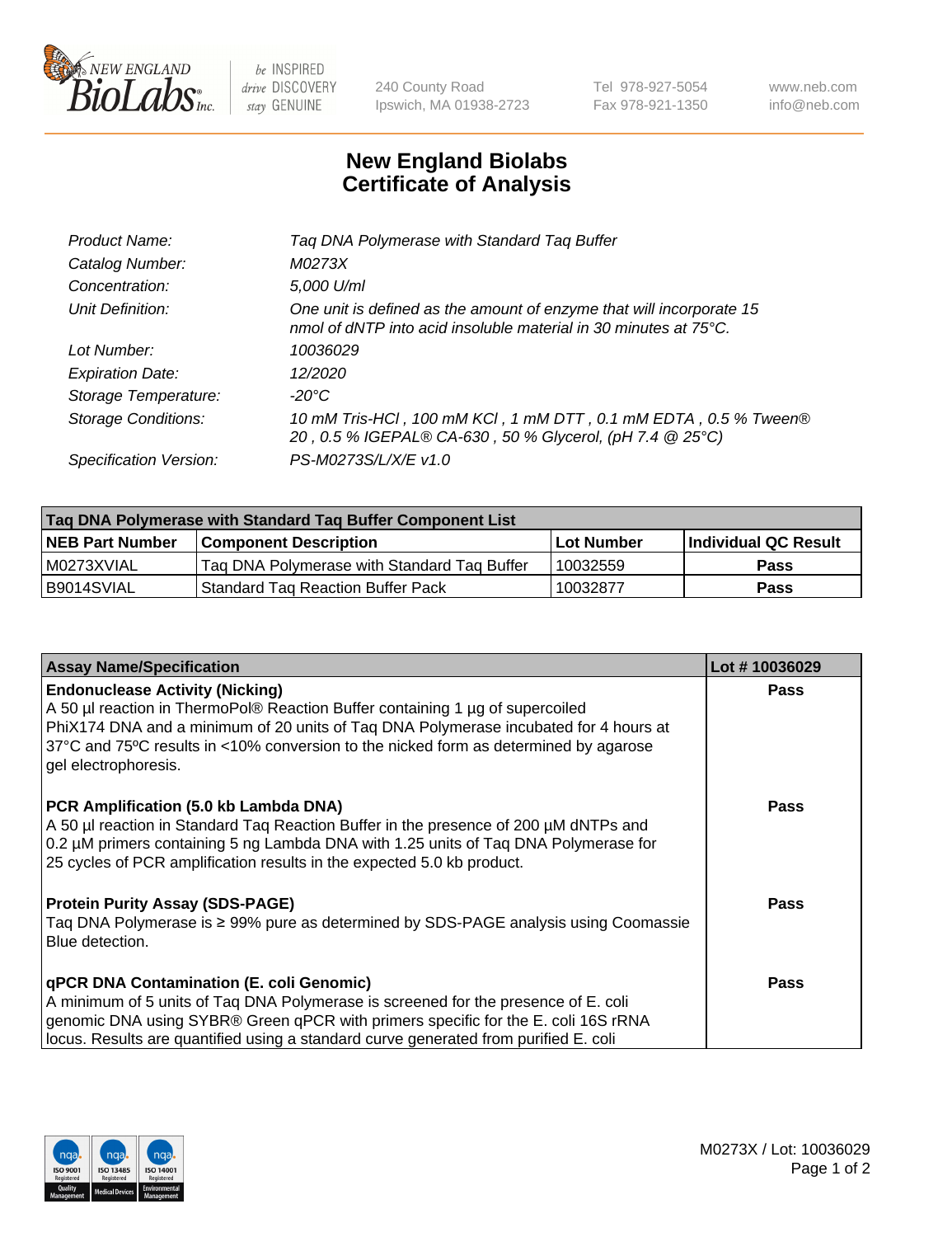240 County Road
Ipswich, MA 01938-2723

Tel 978-927-5054
Fax 978-921-1350

www.neb.com
info@neb.com

# New England Biolabs
# Certificate of Analysis

| | |
|---|---|
| *Product Name:* | *Taq DNA Polymerase with Standard Taq Buffer* |
| *Catalog Number:* | *M0273X* |
| *Concentration:* | *5,000 U/ml* |
| *Unit Definition:* | *One unit is defined as the amount of enzyme that will incorporate 15 nmol of dNTP into acid insoluble material in 30 minutes at 75°C.* |
| *Lot Number:* | *10036029* |
| *Expiration Date:* | *12/2020* |
| *Storage Temperature:* | *-20°C* |
| *Storage Conditions:* | *10 mM Tris-HCl , 100 mM KCl , 1 mM DTT , 0.1 mM EDTA , 0.5 % Tween® 20 , 0.5 % IGEPAL® CA-630 , 50 % Glycerol, (pH 7.4 @ 25°C)* |
| *Specification Version:* | *PS-M0273S/L/X/E v1.0* |

| Taq DNA Polymerase with Standard Taq Buffer Component List | | | |
|---|---|---|---|
| **NEB Part Number** | **Component Description** | **Lot Number** | **Individual QC Result** |
| M0273XVIAL | Taq DNA Polymerase with Standard Taq Buffer | 10032559 | **Pass** |
| B9014SVIAL | Standard Taq Reaction Buffer Pack | 10032877 | **Pass** |

| Assay Name/Specification | Lot # 10036029 |
|---|---|
| **Endonuclease Activity (Nicking)**<br>A 50 µl reaction in ThermoPol® Reaction Buffer containing 1 µg of supercoiled PhiX174 DNA and a minimum of 20 units of Taq DNA Polymerase incubated for 4 hours at 37°C and 75ºC results in <10% conversion to the nicked form as determined by agarose gel electrophoresis. | **Pass** |
| **PCR Amplification (5.0 kb Lambda DNA)**<br>A 50 µl reaction in Standard Taq Reaction Buffer in the presence of 200 µM dNTPs and 0.2 µM primers containing 5 ng Lambda DNA with 1.25 units of Taq DNA Polymerase for 25 cycles of PCR amplification results in the expected 5.0 kb product. | **Pass** |
| **Protein Purity Assay (SDS-PAGE)**<br>Taq DNA Polymerase is ≥ 99% pure as determined by SDS-PAGE analysis using Coomassie Blue detection. | **Pass** |
| **qPCR DNA Contamination (E. coli Genomic)**<br>A minimum of 5 units of Taq DNA Polymerase is screened for the presence of E. coli genomic DNA using SYBR® Green qPCR with primers specific for the E. coli 16S rRNA locus. Results are quantified using a standard curve generated from purified E. coli | **Pass** |

M0273X / Lot: 10036029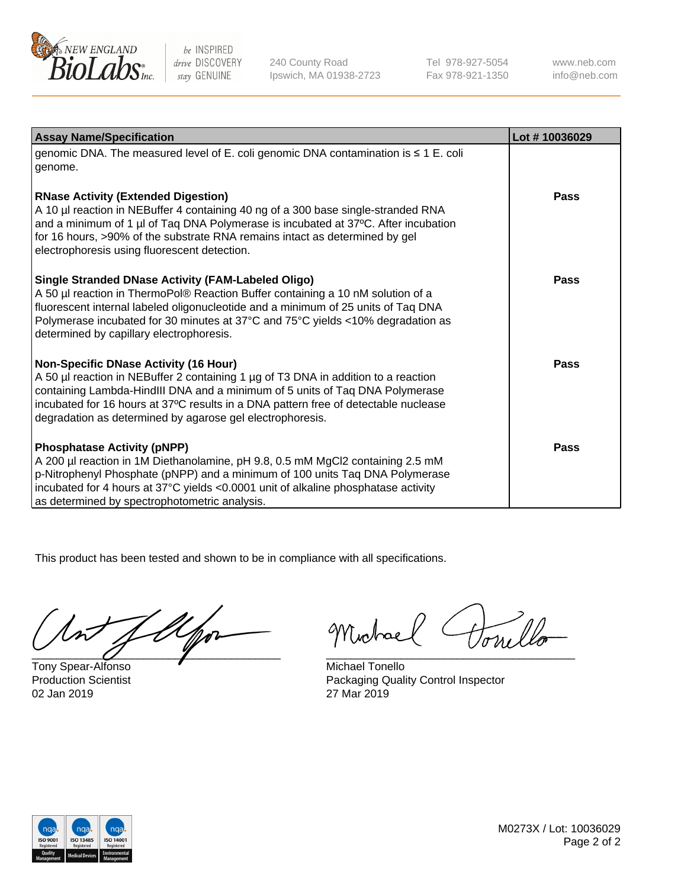| Assay Name/Specification | Lot # 10036029 |
|---|---|
| genomic DNA. The measured level of E. coli genomic DNA contamination is ≤ 1 E. coli genome. | |
| **RNase Activity (Extended Digestion)**<br>A 10 µl reaction in NEBuffer 4 containing 40 ng of a 300 base single-stranded RNA and a minimum of 1 µl of Taq DNA Polymerase is incubated at 37ºC. After incubation for 16 hours, >90% of the substrate RNA remains intact as determined by gel electrophoresis using fluorescent detection. | **Pass** |
| **Single Stranded DNase Activity (FAM-Labeled Oligo)**<br>A 50 µl reaction in ThermoPol® Reaction Buffer containing a 10 nM solution of a fluorescent internal labeled oligonucleotide and a minimum of 25 units of Taq DNA Polymerase incubated for 30 minutes at 37°C and 75°C yields <10% degradation as determined by capillary electrophoresis. | **Pass** |
| **Non-Specific DNase Activity (16 Hour)**<br>A 50 µl reaction in NEBuffer 2 containing 1 µg of T3 DNA in addition to a reaction containing Lambda-HindIII DNA and a minimum of 5 units of Taq DNA Polymerase incubated for 16 hours at 37ºC results in a DNA pattern free of detectable nuclease degradation as determined by agarose gel electrophoresis. | **Pass** |
| **Phosphatase Activity (pNPP)**<br>A 200 µl reaction in 1M Diethanolamine, pH 9.8, 0.5 mM $MgCl_2$ containing 2.5 mM p-Nitrophenyl Phosphate (pNPP) and a minimum of 100 units Taq DNA Polymerase incubated for 4 hours at 37°C yields <0.0001 unit of alkaline phosphatase activity as determined by spectrophotometric analysis. | **Pass** |

This product has been tested and shown to be in compliance with all specifications.

Tony Spear-Alfonso
Production Scientist
02 Jan 2019

Michael Tonello
Packaging Quality Control Inspector
27 Mar 2019

M0273X / Lot: 10036029